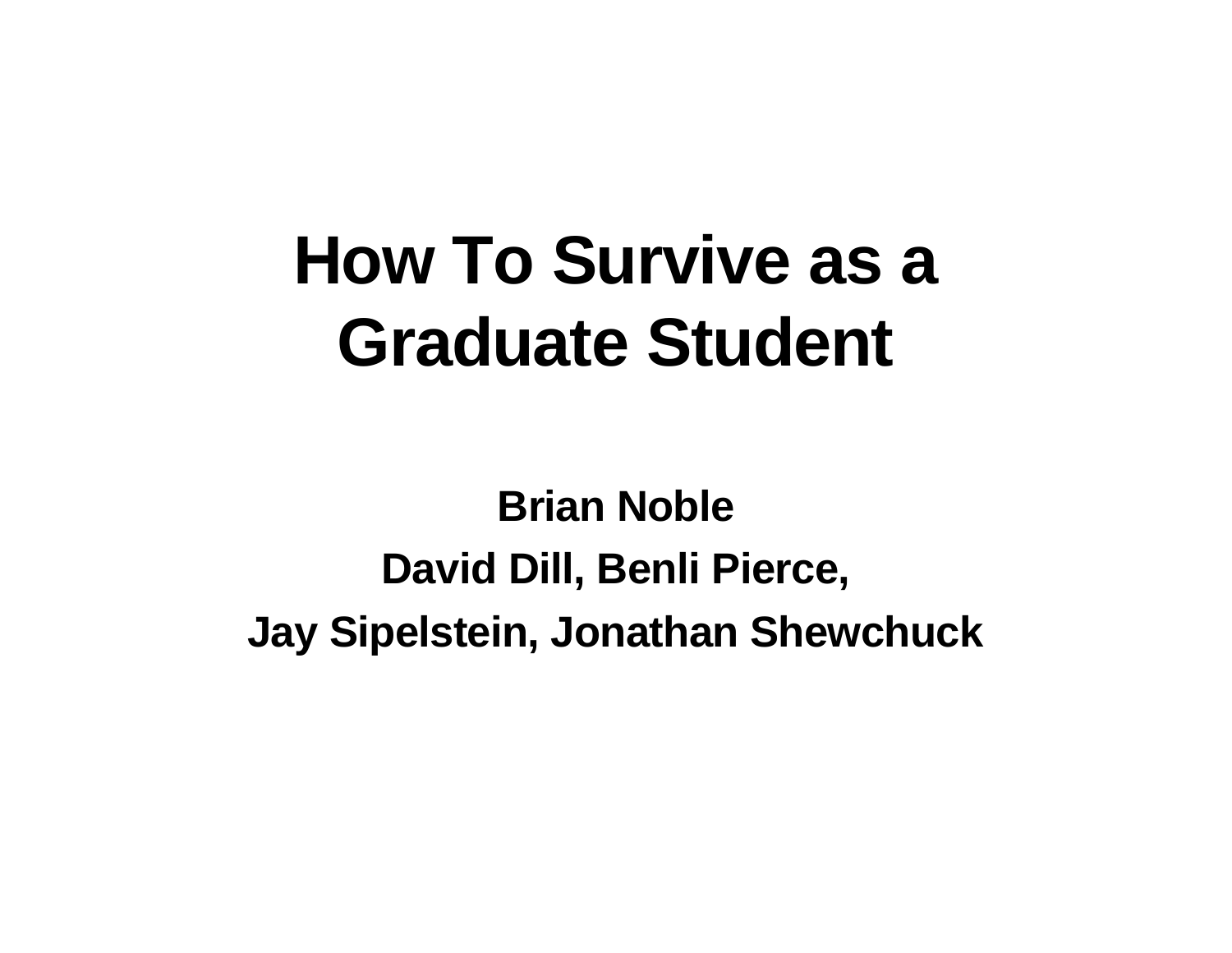# How To Survive as a Graduate Student

**Brian Noble**

**David Dill, Benli Pierce,**

**Jay Sipelstein, Jonathan Shewchuck**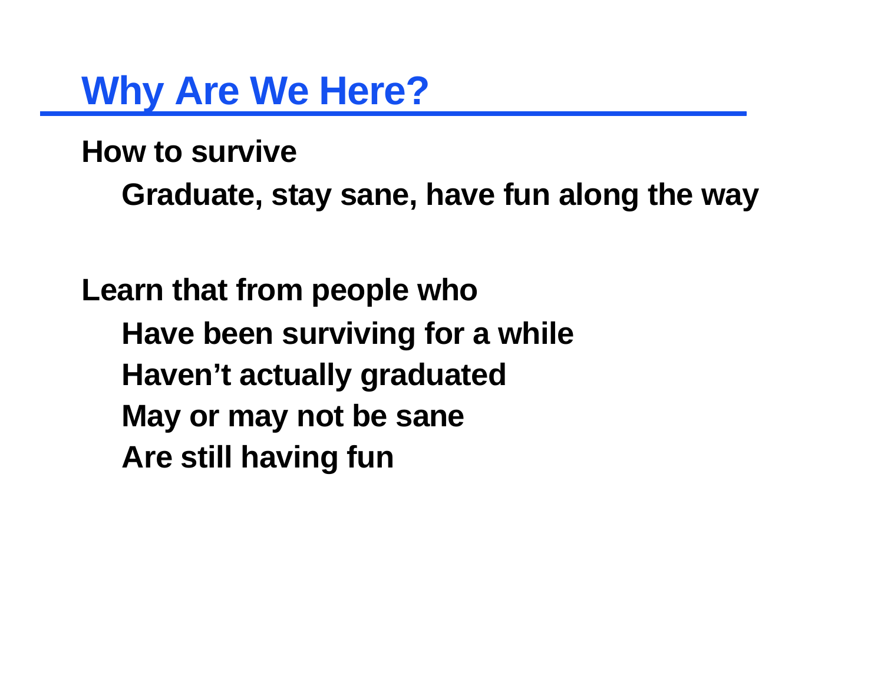# Why Are We Here?

**How to survive**

- **Graduate, stay sane, have fun along the way**

**Learn that from people who**

- **Have been surviving for a while**
- **Haven't actually graduated**
- **May or may not be sane**
- **Are still having fun**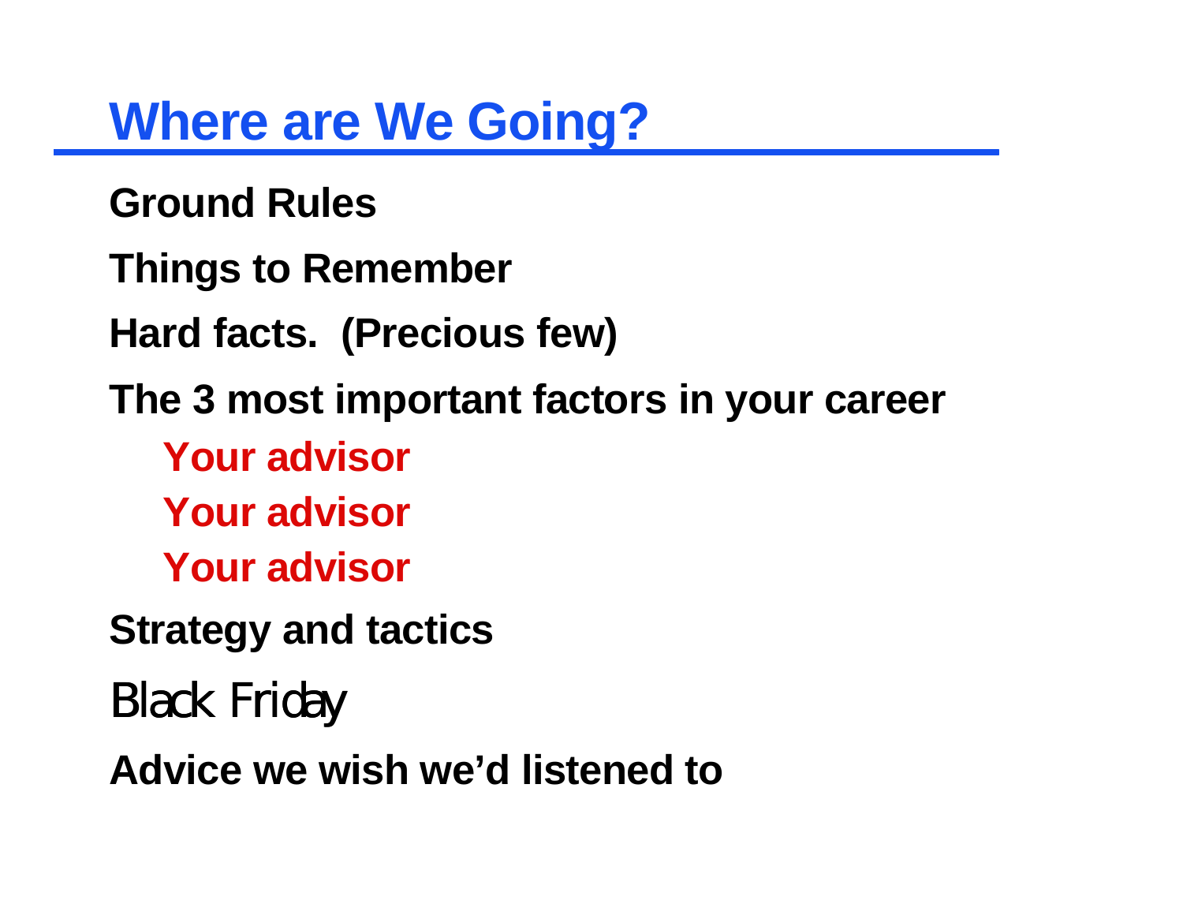# Where are We Going?

**Ground Rules**

**Things to Remember**

**Hard facts. (Precious few)**

**The 3 most important factors in your career**

- **Your advisor**
- **Your advisor**
- **Your advisor**

**Strategy and tactics**

Black Friday

**Advice we wish we'd listened to**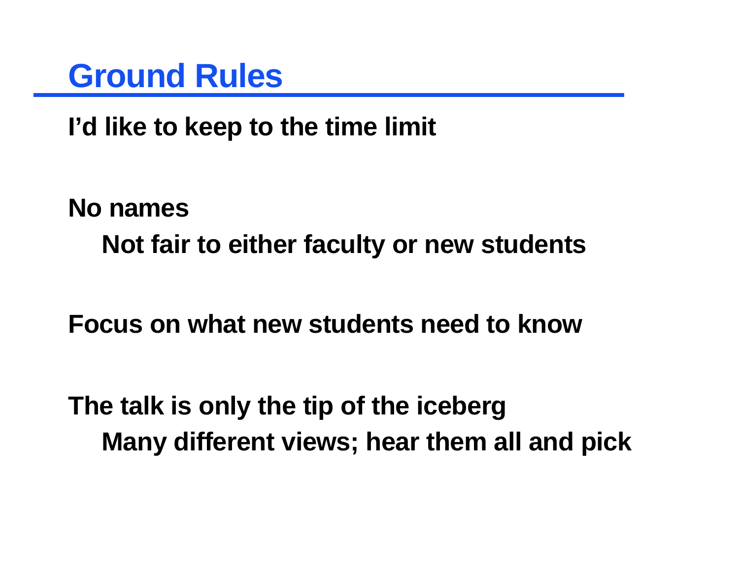# Ground Rules

**I'd like to keep to the time limit**

**No names**

- **Not fair to either faculty or new students**

**Focus on what new students need to know**

**The talk is only the tip of the iceberg**

- **Many different views; hear them all and pick**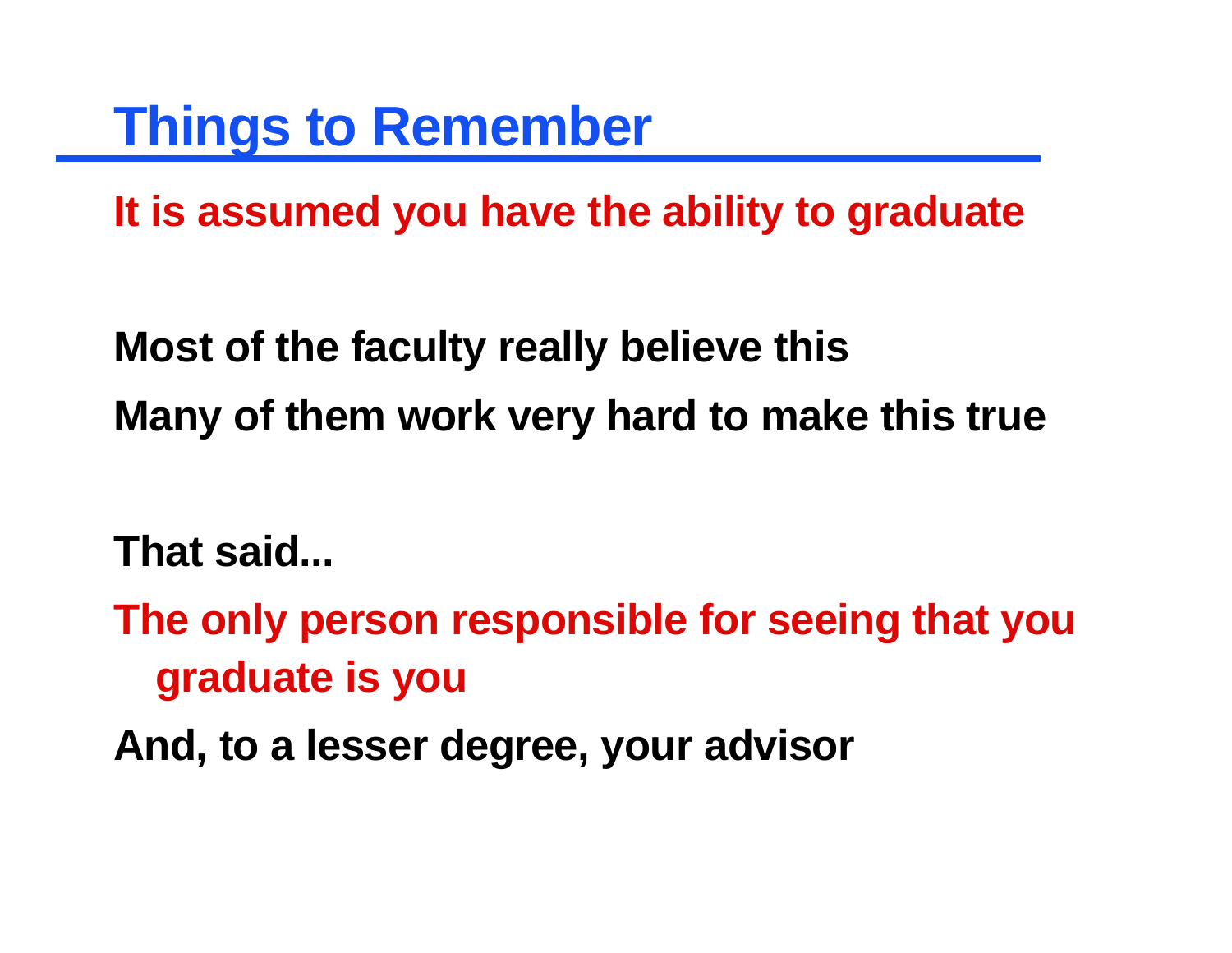# Things to Remember

**It is assumed you have the ability to graduate**

**Most of the faculty really believe this**

**Many of them work very hard to make this true**

**That said...**

**The only person responsible for seeing that you graduate is you**

**And, to a lesser degree, your advisor**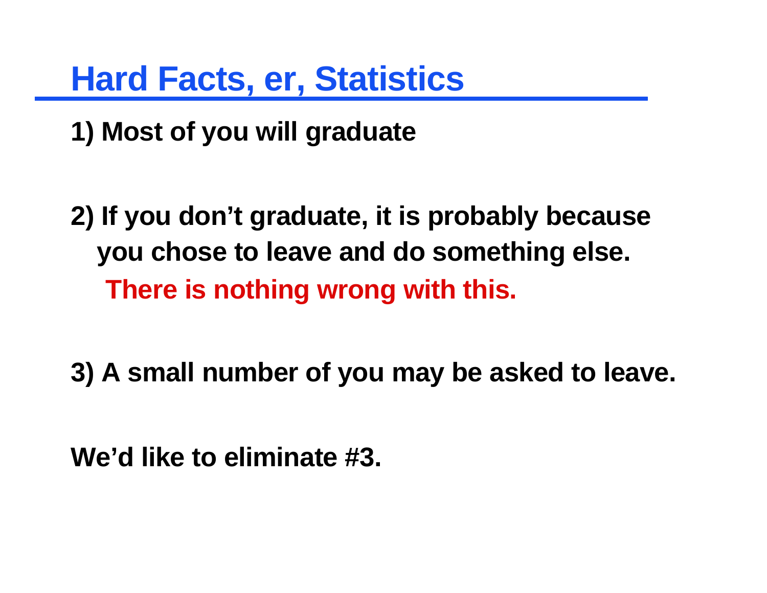# Hard Facts, er, Statistics

**1) Most of you will graduate**

**2) If you don’t graduate, it is probably because you chose to leave and do something else.**
**There is nothing wrong with this.**

**3) A small number of you may be asked to leave.**

**We’d like to eliminate #3.**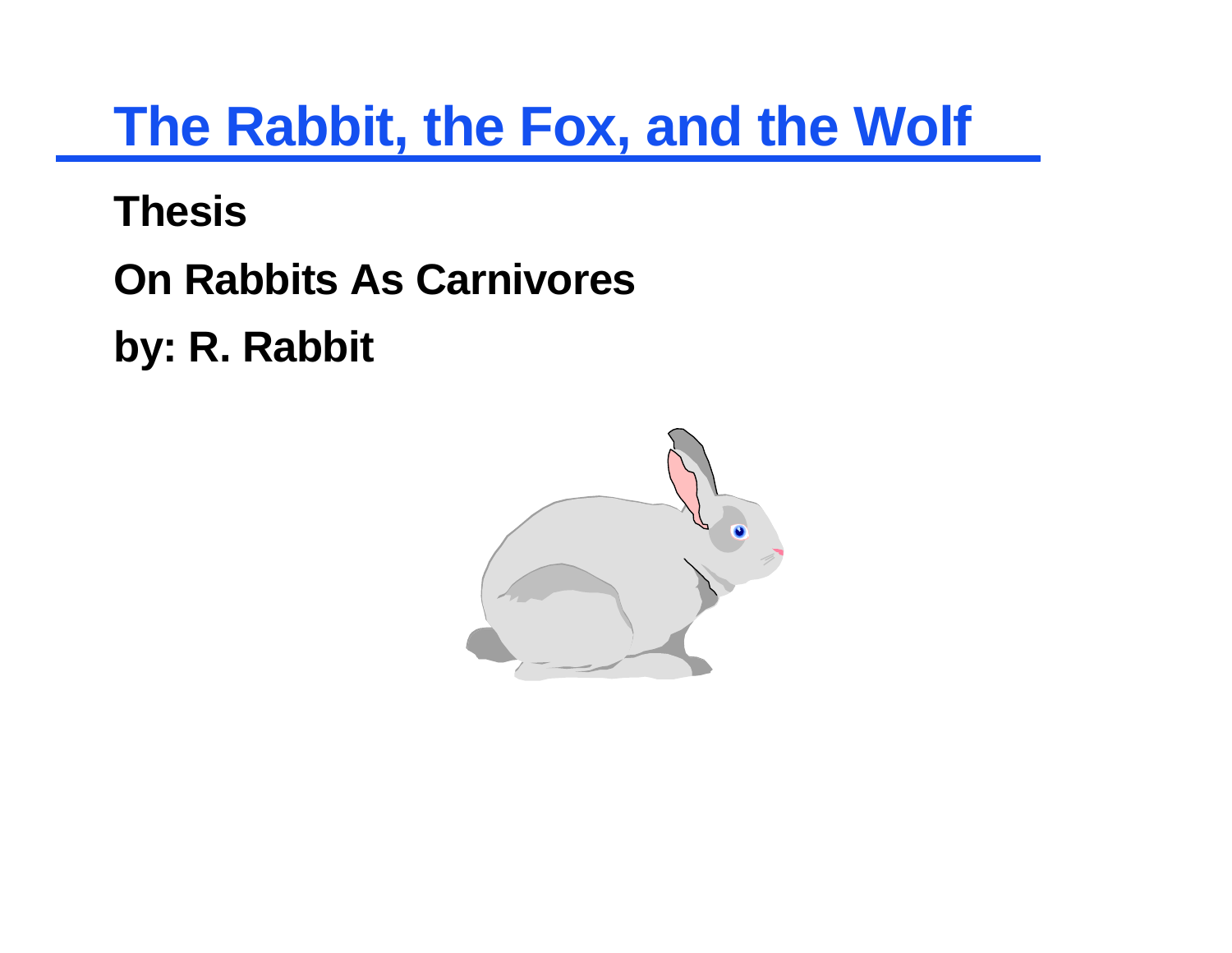# The Rabbit, the Fox, and the Wolf

**Thesis**

**On Rabbits As Carnivores**

**by: R. Rabbit**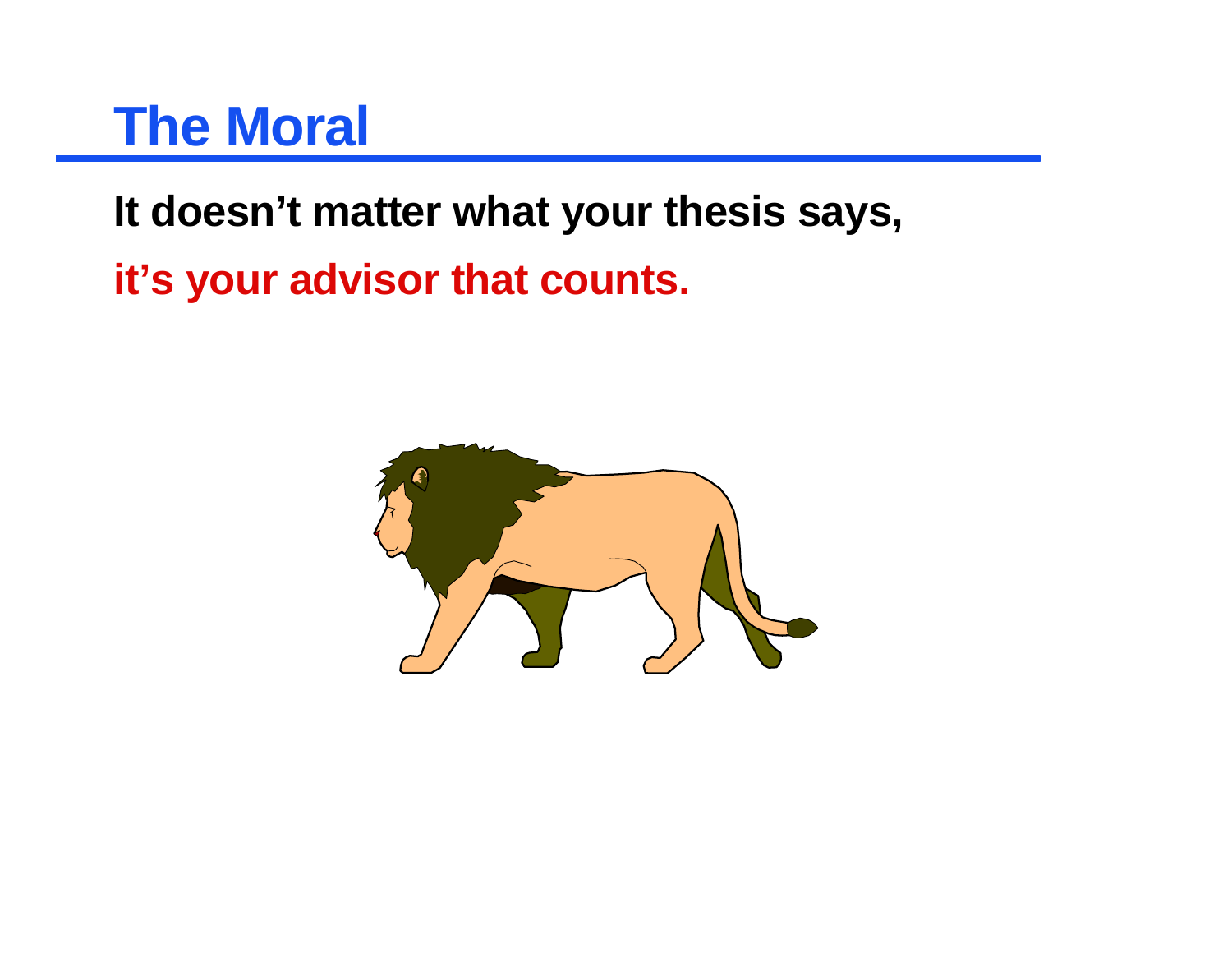# The Moral

**It doesn't matter what your thesis says,**

**it's your advisor that counts.**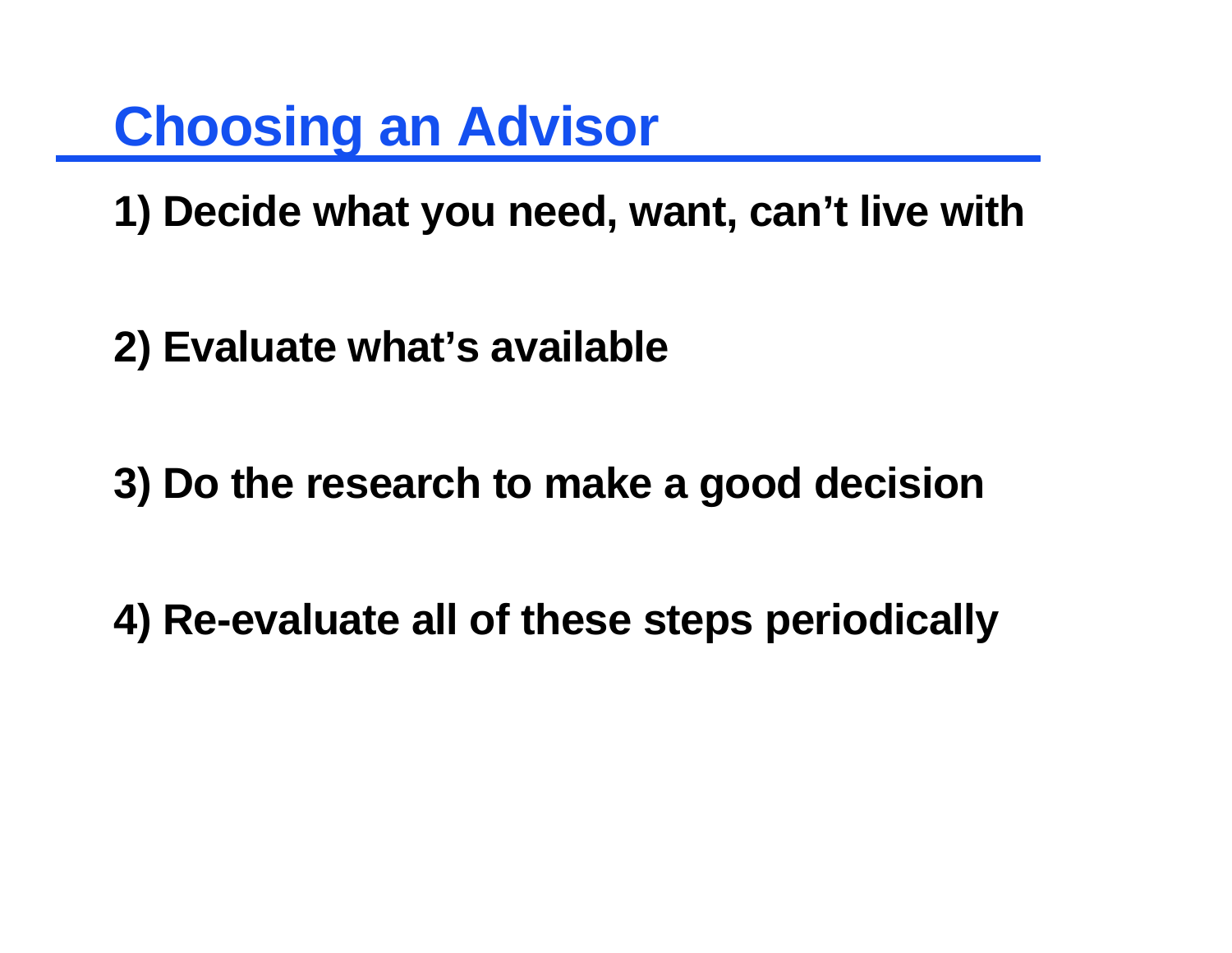# Choosing an Advisor

**1) Decide what you need, want, can’t live with**

**2) Evaluate what’s available**

**3) Do the research to make a good decision**

**4) Re-evaluate all of these steps periodically**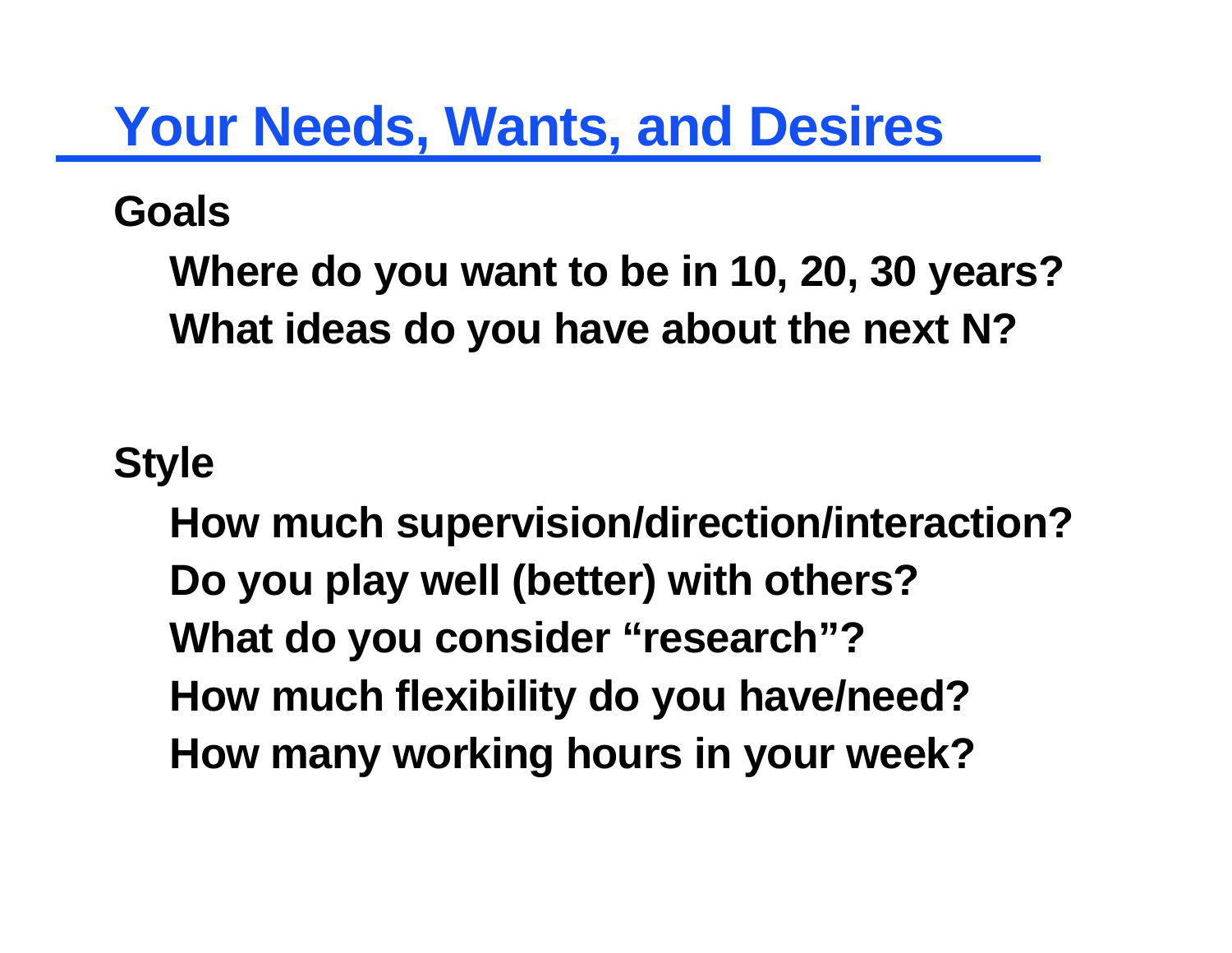# Your Needs, Wants, and Desires

**Goals**

- **Where do you want to be in 10, 20, 30 years?**
- **What ideas do you have about the next N?**

**Style**

- **How much supervision/direction/interaction?**
- **Do you play well (better) with others?**
- **What do you consider “research”?**
- **How much flexibility do you have/need?**
- **How many working hours in your week?**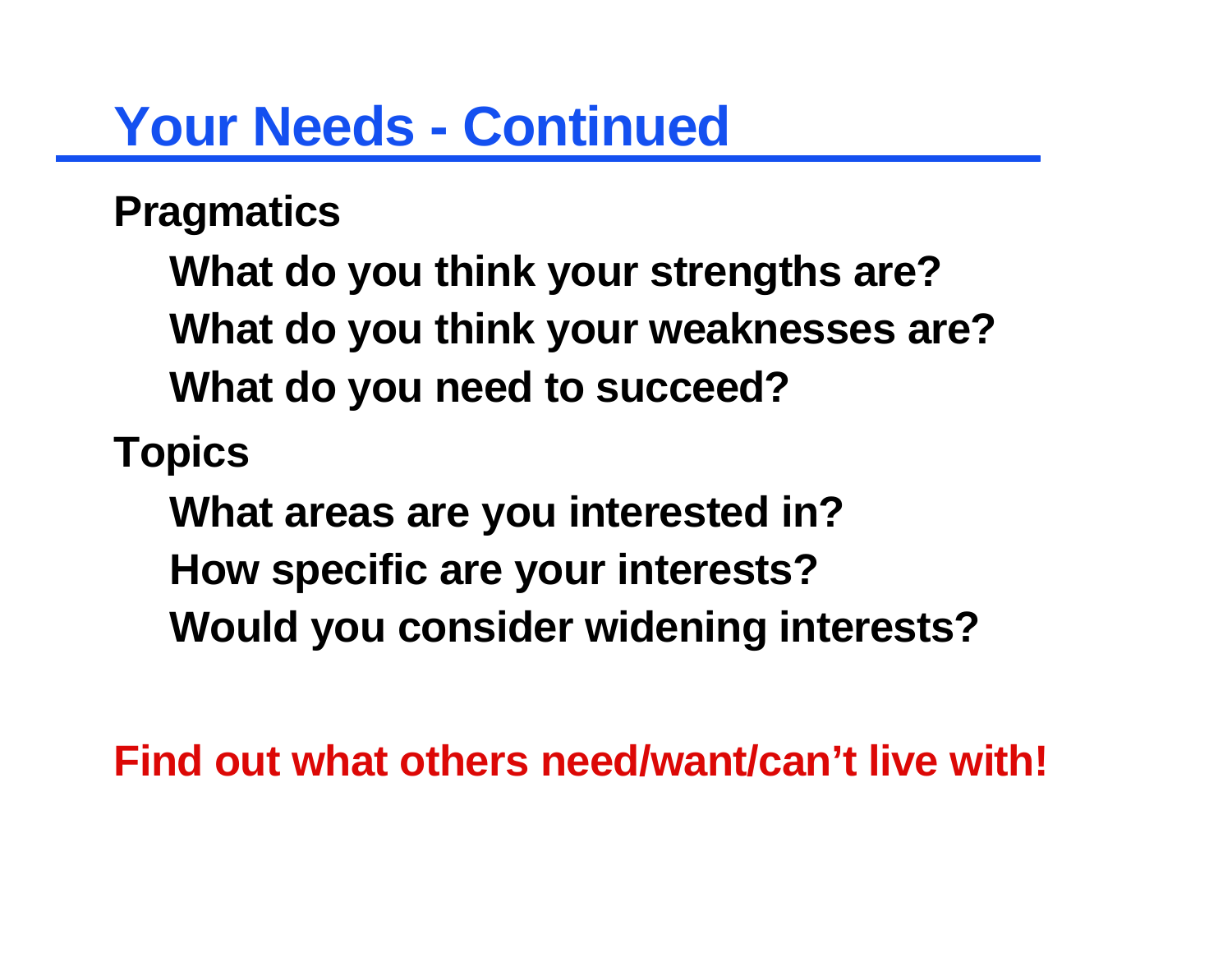# Your Needs - Continued

**Pragmatics**

- **What do you think your strengths are?**
- **What do you think your weaknesses are?**
- **What do you need to succeed?**

**Topics**

- **What areas are you interested in?**
- **How specific are your interests?**
- **Would you consider widening interests?**

**Find out what others need/want/can't live with!**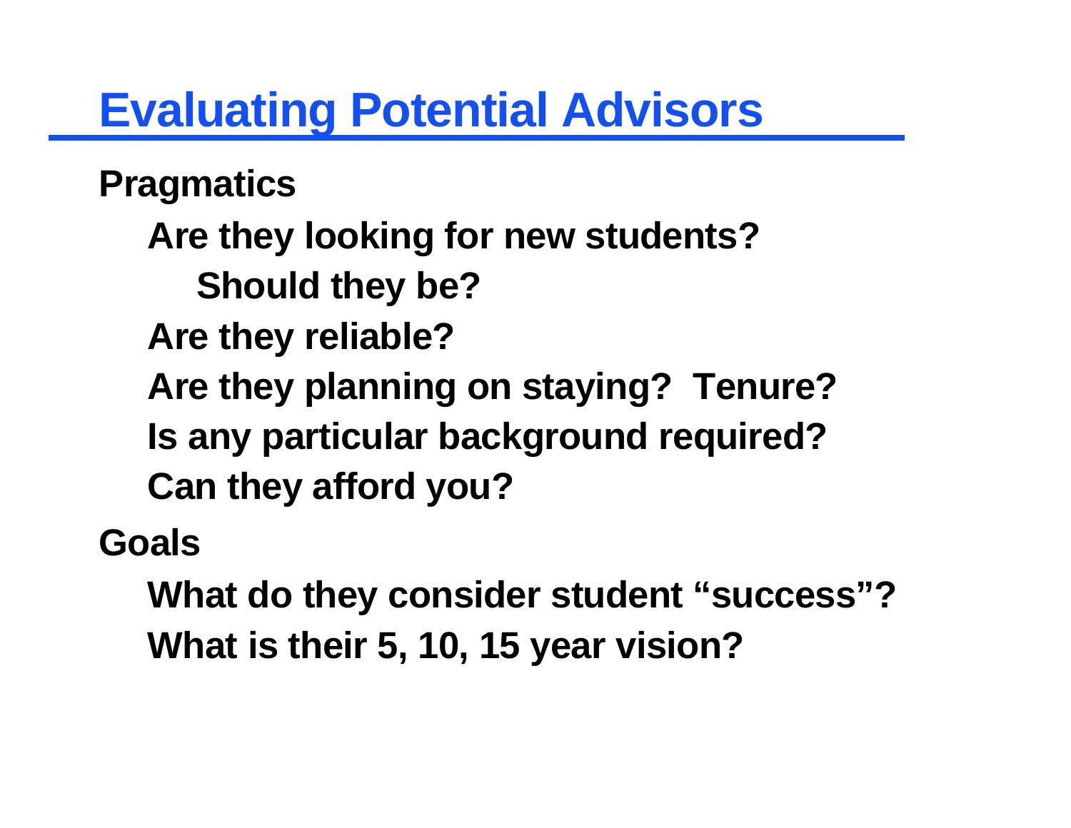# Evaluating Potential Advisors

**Pragmatics**

- **Are they looking for new students?**
  - **Should they be?**
- **Are they reliable?**
- **Are they planning on staying?  Tenure?**
- **Is any particular background required?**
- **Can they afford you?**

**Goals**

- **What do they consider student "success"?**
- **What is their 5, 10, 15 year vision?**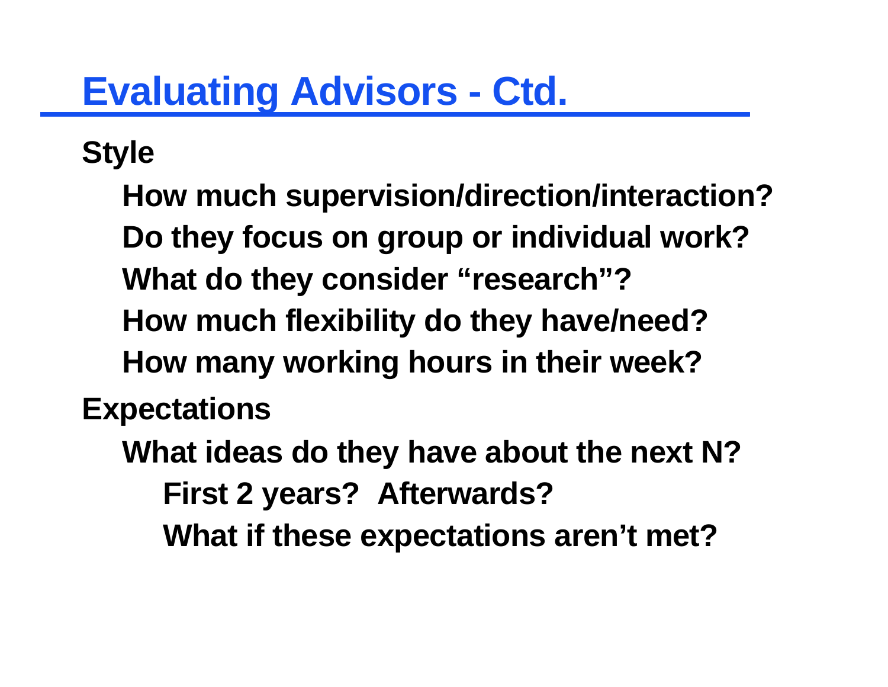# Evaluating Advisors - Ctd.

**Style**

- **How much supervision/direction/interaction?**
- **Do they focus on group or individual work?**
- **What do they consider "research"?**
- **How much flexibility do they have/need?**
- **How many working hours in their week?**

**Expectations**

- **What ideas do they have about the next N?**
  - **First 2 years? Afterwards?**
  - **What if these expectations aren't met?**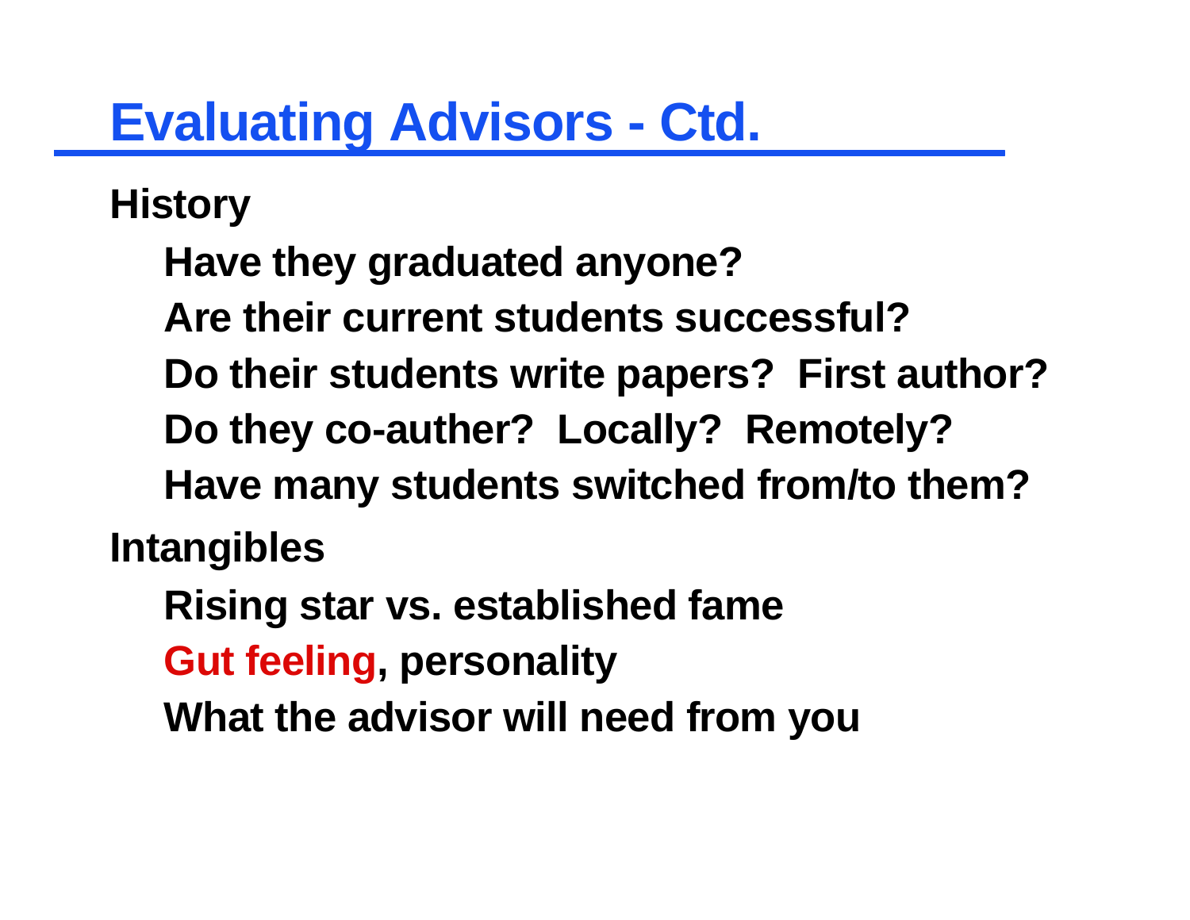# Evaluating Advisors - Ctd.

**History**

- **Have they graduated anyone?**
- **Are their current students successful?**
- **Do their students write papers? First author?**
- **Do they co-auther? Locally? Remotely?**
- **Have many students switched from/to them?**

**Intangibles**

- **Rising star vs. established fame**
- **Gut feeling, personality**
- **What the advisor will need from you**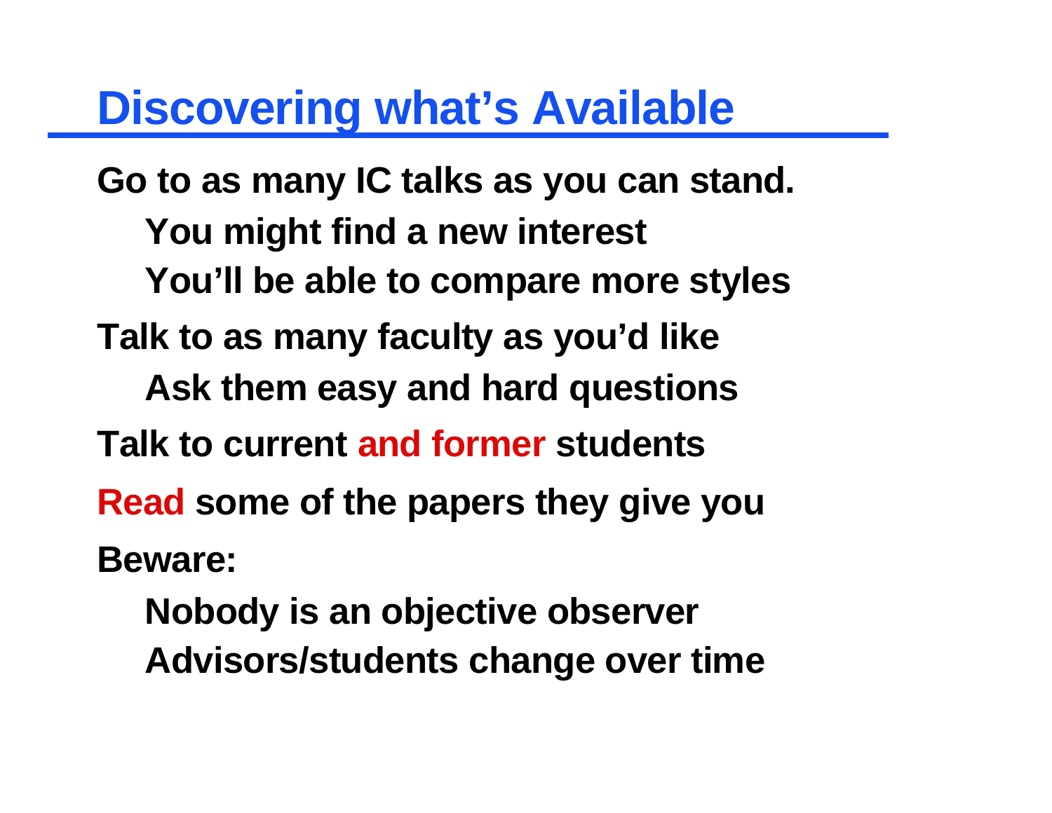# Discovering what's Available

- **Go to as many IC talks as you can stand.**
  - **You might find a new interest**
  - **You'll be able to compare more styles**
- **Talk to as many faculty as you'd like**
  - **Ask them easy and hard questions**
- **Talk to current and former students**
- **Read some of the papers they give you**
- **Beware:**
  - **Nobody is an objective observer**
  - **Advisors/students change over time**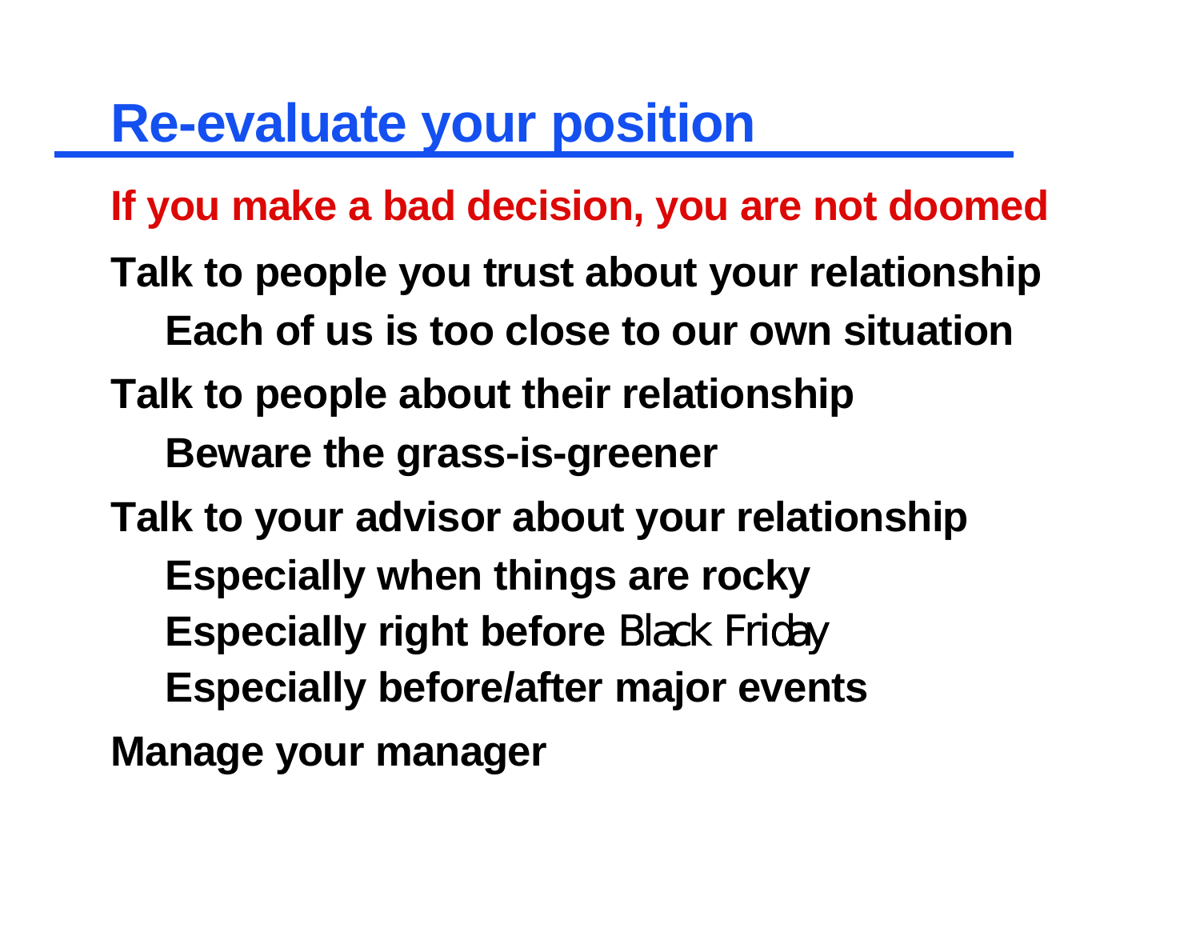# Re-evaluate your position

**If you make a bad decision, you are not doomed**

**Talk to people you trust about your relationship**

- **Each of us is too close to our own situation**

**Talk to people about their relationship**

- **Beware the grass-is-greener**

**Talk to your advisor about your relationship**

- **Especially when things are rocky**
- **Especially right before** Black Friday
- **Especially before/after major events**

**Manage your manager**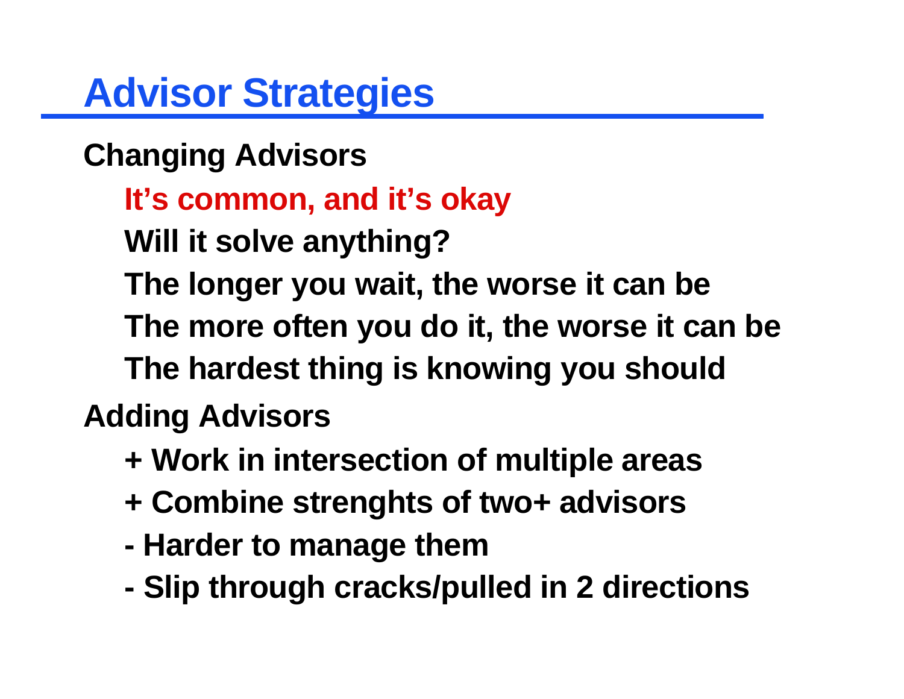# Advisor Strategies

**Changing Advisors**

- **It's common, and it's okay**
- **Will it solve anything?**
- **The longer you wait, the worse it can be**
- **The more often you do it, the worse it can be**
- **The hardest thing is knowing you should**

**Adding Advisors**

- **+ Work in intersection of multiple areas**
- **+ Combine strenghts of two+ advisors**
- **- Harder to manage them**
- **- Slip through cracks/pulled in 2 directions**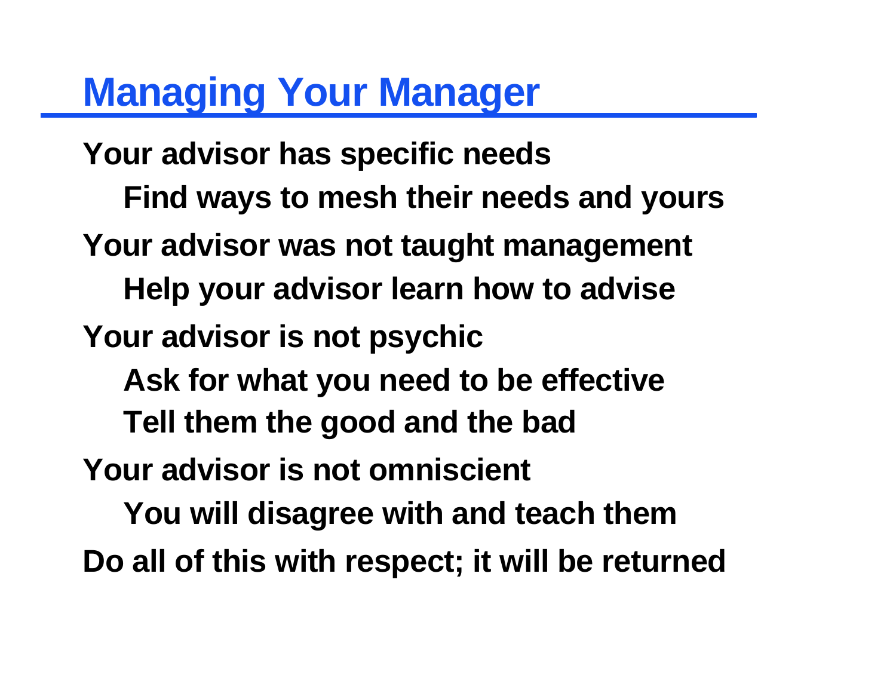# Managing Your Manager

- **Your advisor has specific needs**
  - **Find ways to mesh their needs and yours**
- **Your advisor was not taught management**
  - **Help your advisor learn how to advise**
- **Your advisor is not psychic**
  - **Ask for what you need to be effective**
  - **Tell them the good and the bad**
- **Your advisor is not omniscient**
  - **You will disagree with and teach them**
- **Do all of this with respect; it will be returned**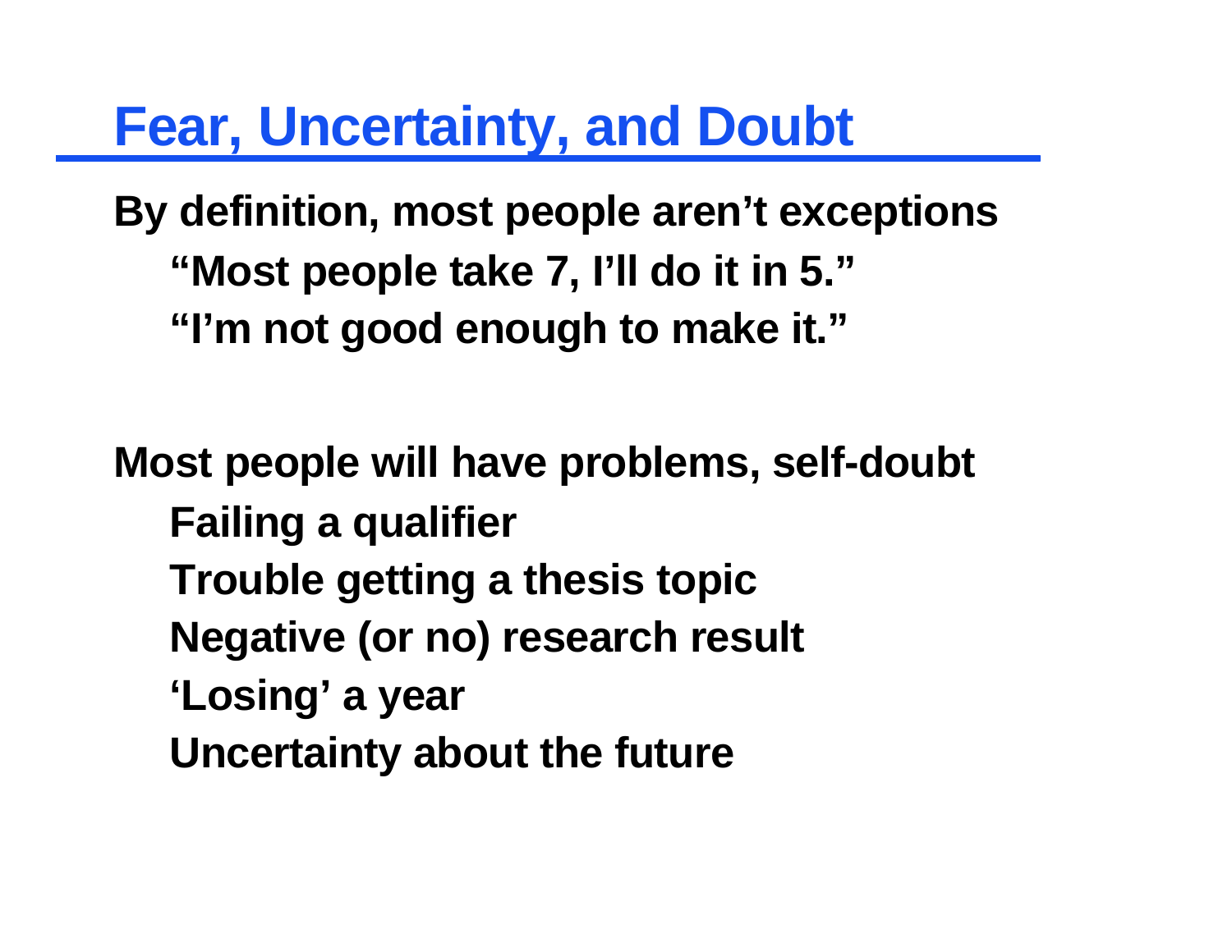# Fear, Uncertainty, and Doubt

**By definition, most people aren't exceptions**

- **"Most people take 7, I'll do it in 5."**
- **"I'm not good enough to make it."**

**Most people will have problems, self-doubt**

- **Failing a qualifier**
- **Trouble getting a thesis topic**
- **Negative (or no) research result**
- **'Losing' a year**
- **Uncertainty about the future**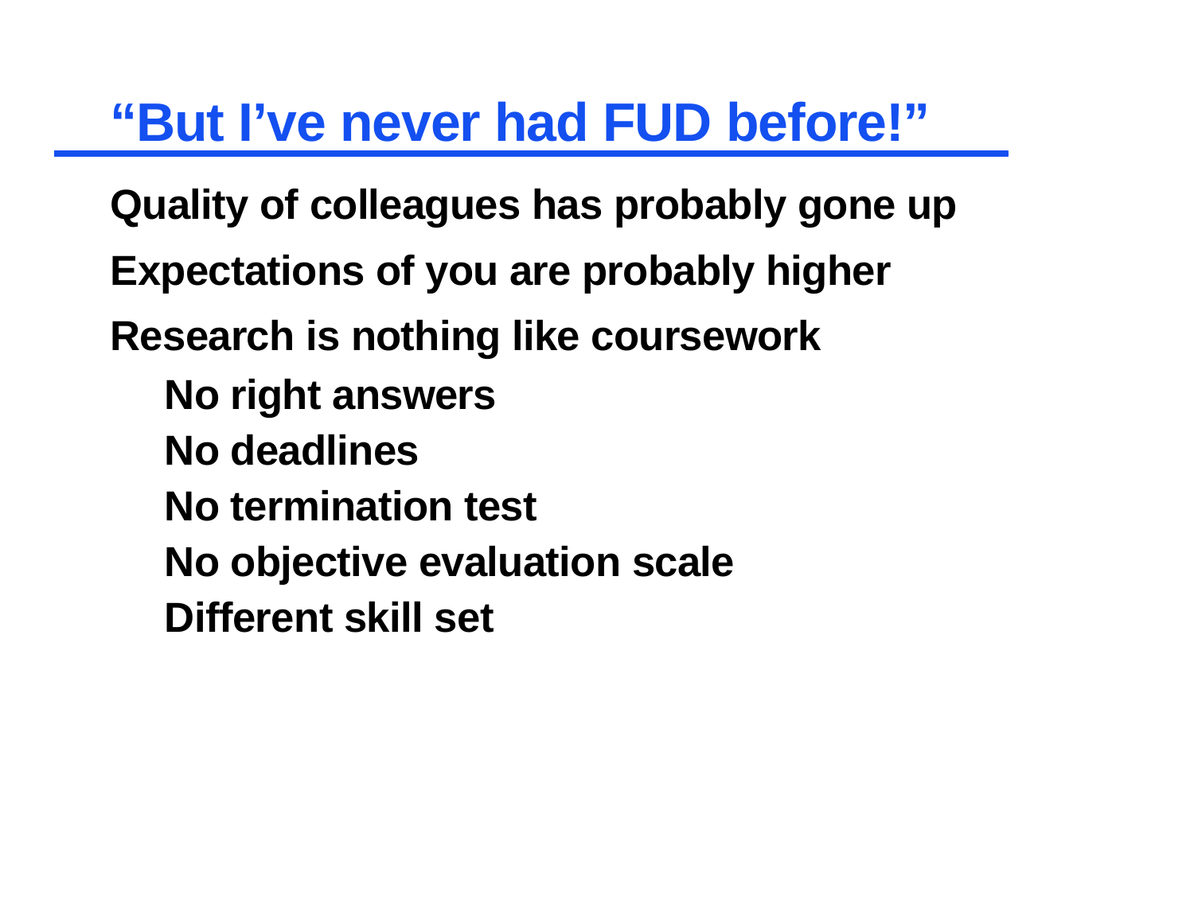## "But I've never had FUD before!"

Quality of colleagues has probably gone up

Expectations of you are probably higher

Research is nothing like coursework

- No right answers
- No deadlines
- No termination test
- No objective evaluation scale
- Different skill set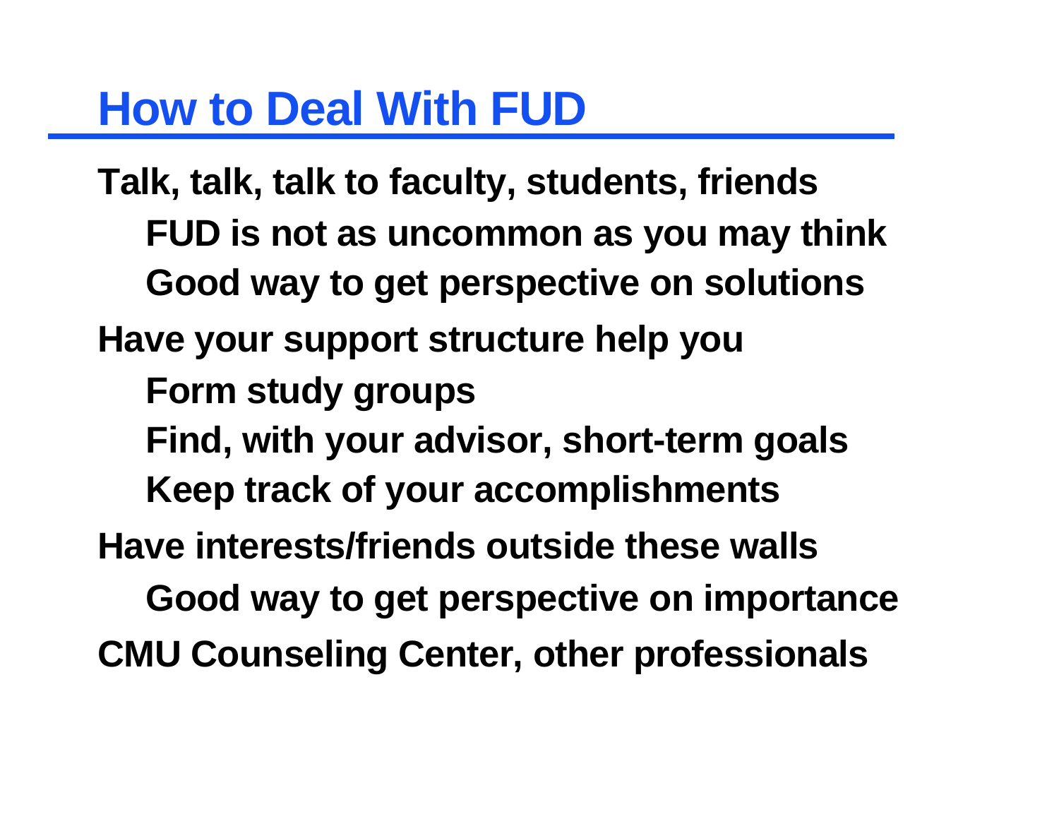# How to Deal With FUD

- **Talk, talk, talk to faculty, students, friends**
  - **FUD is not as uncommon as you may think**
  - **Good way to get perspective on solutions**
- **Have your support structure help you**
  - **Form study groups**
  - **Find, with your advisor, short-term goals**
  - **Keep track of your accomplishments**
- **Have interests/friends outside these walls**
  - **Good way to get perspective on importance**
- **CMU Counseling Center, other professionals**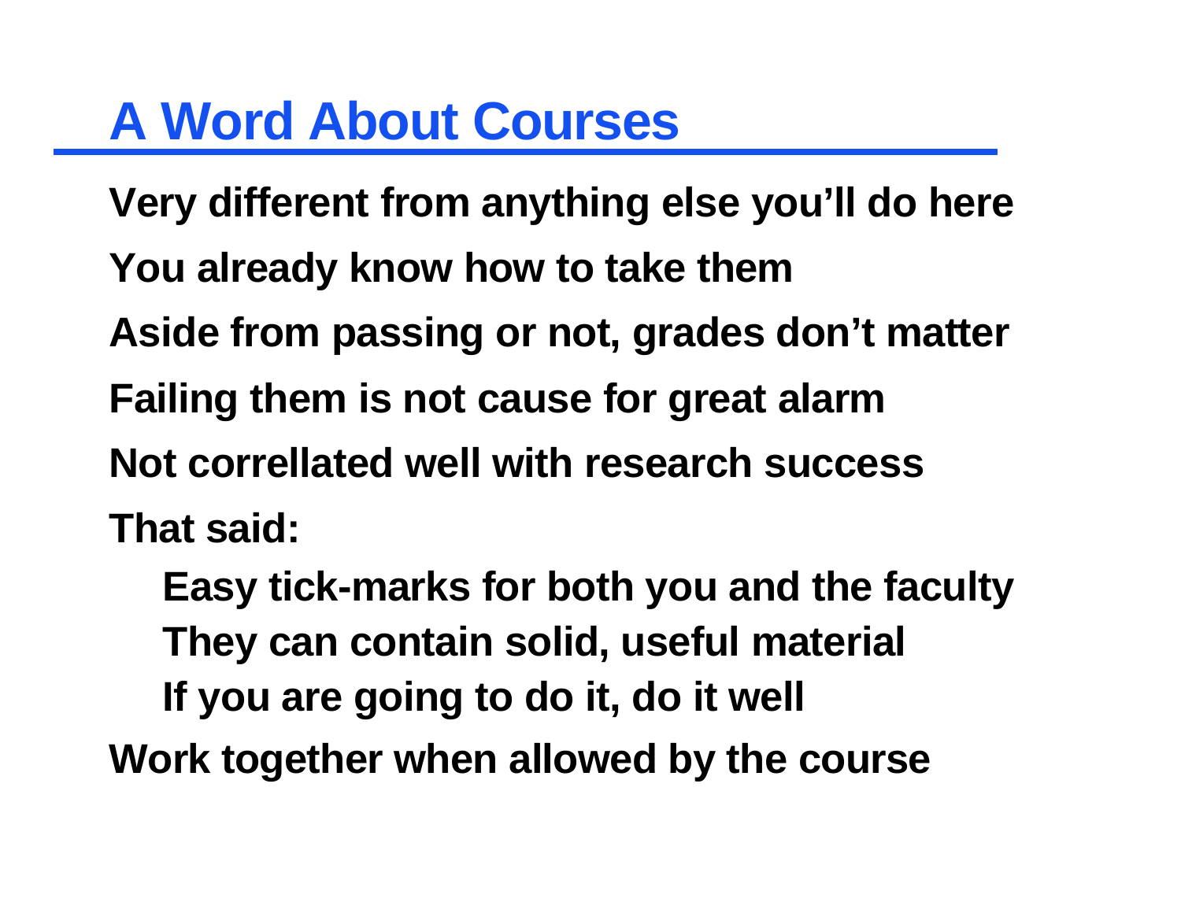# A Word About Courses

- Very different from anything else you'll do here
- You already know how to take them
- Aside from passing or not, grades don't matter
- Failing them is not cause for great alarm
- Not correllated well with research success
- That said:
  - Easy tick-marks for both you and the faculty
  - They can contain solid, useful material
  - If you are going to do it, do it well
- Work together when allowed by the course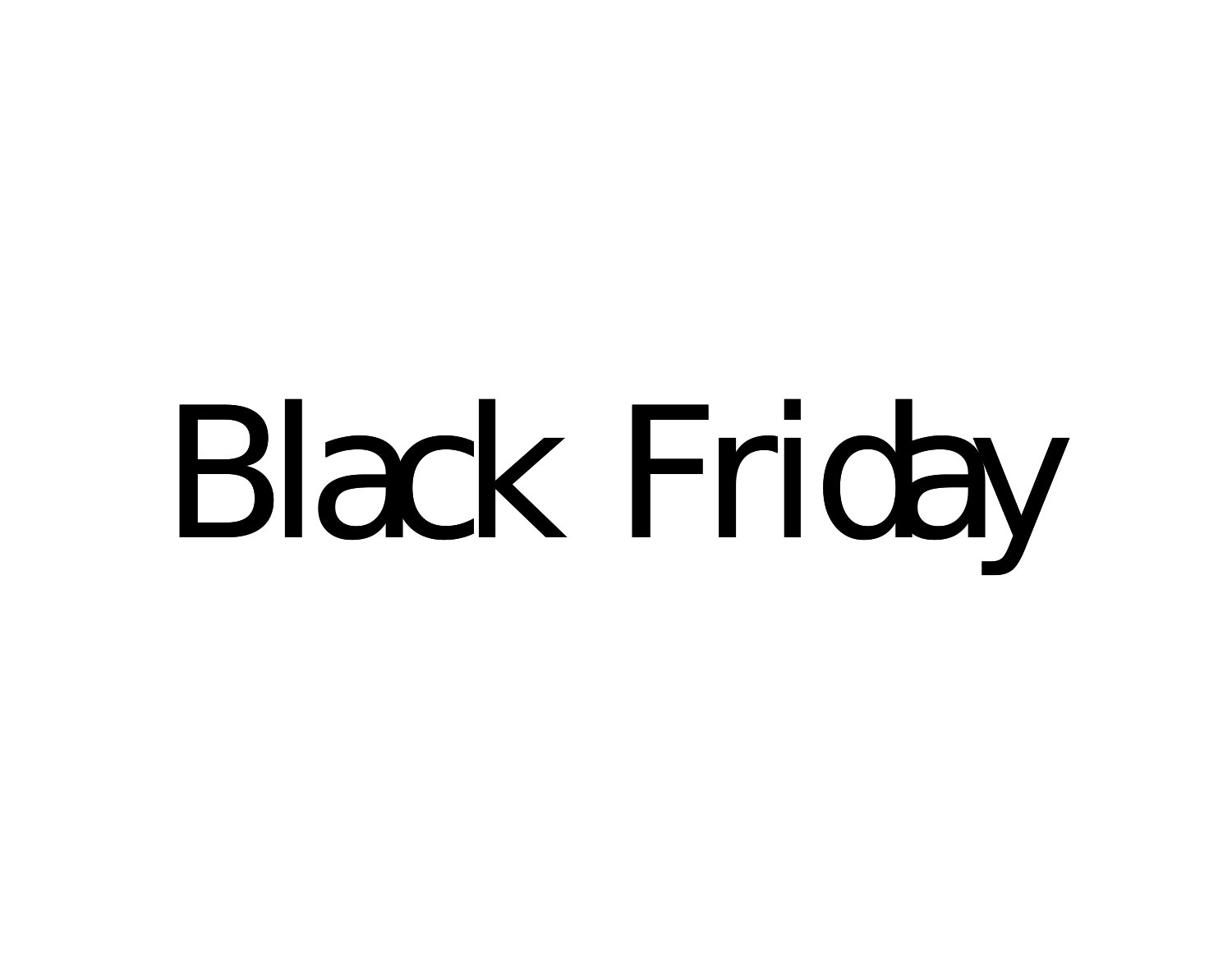# Black Friday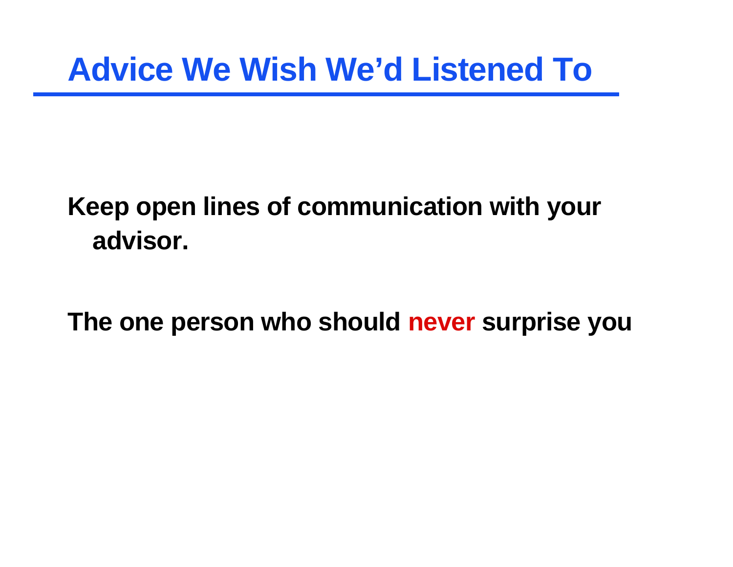# Advice We Wish We'd Listened To

**Keep open lines of communication with your advisor.**

**The one person who should never surprise you**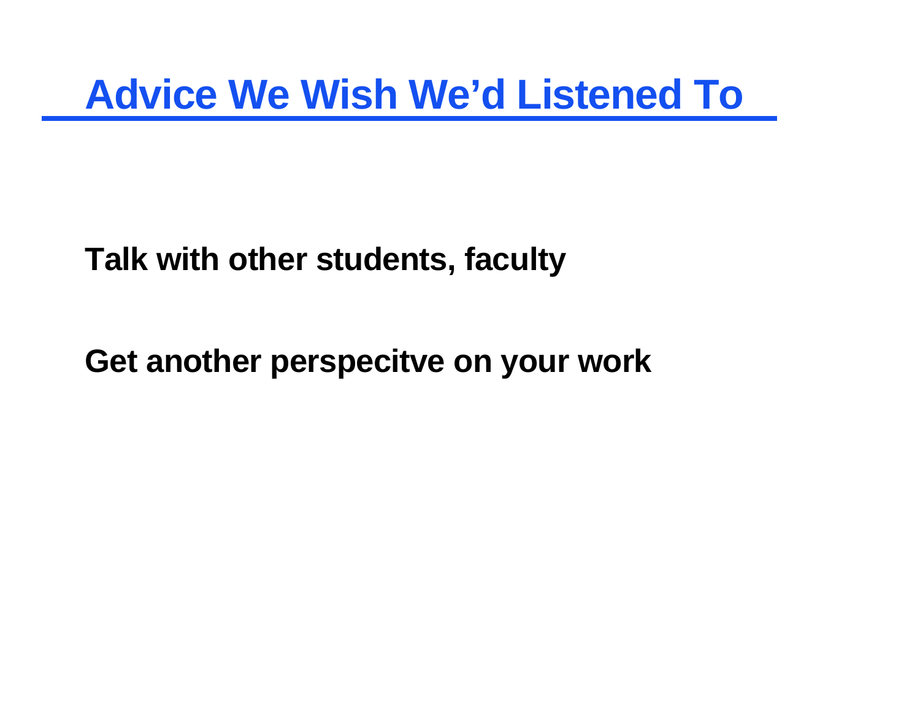# Advice We Wish We'd Listened To

**Talk with other students, faculty**

**Get another perspecitve on your work**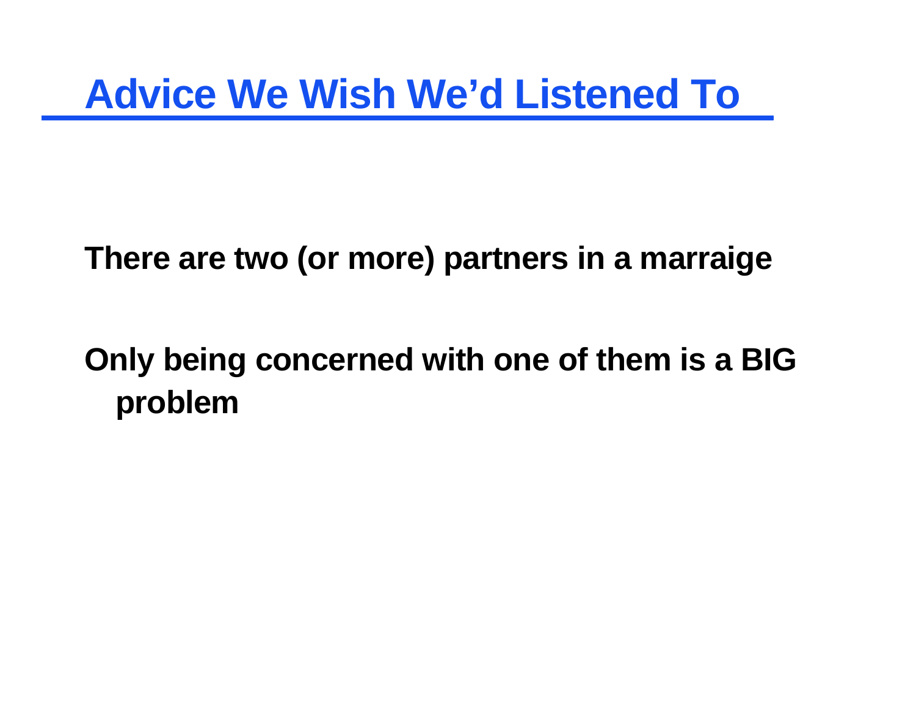# Advice We Wish We'd Listened To

**There are two (or more) partners in a marraige**

**Only being concerned with one of them is a BIG problem**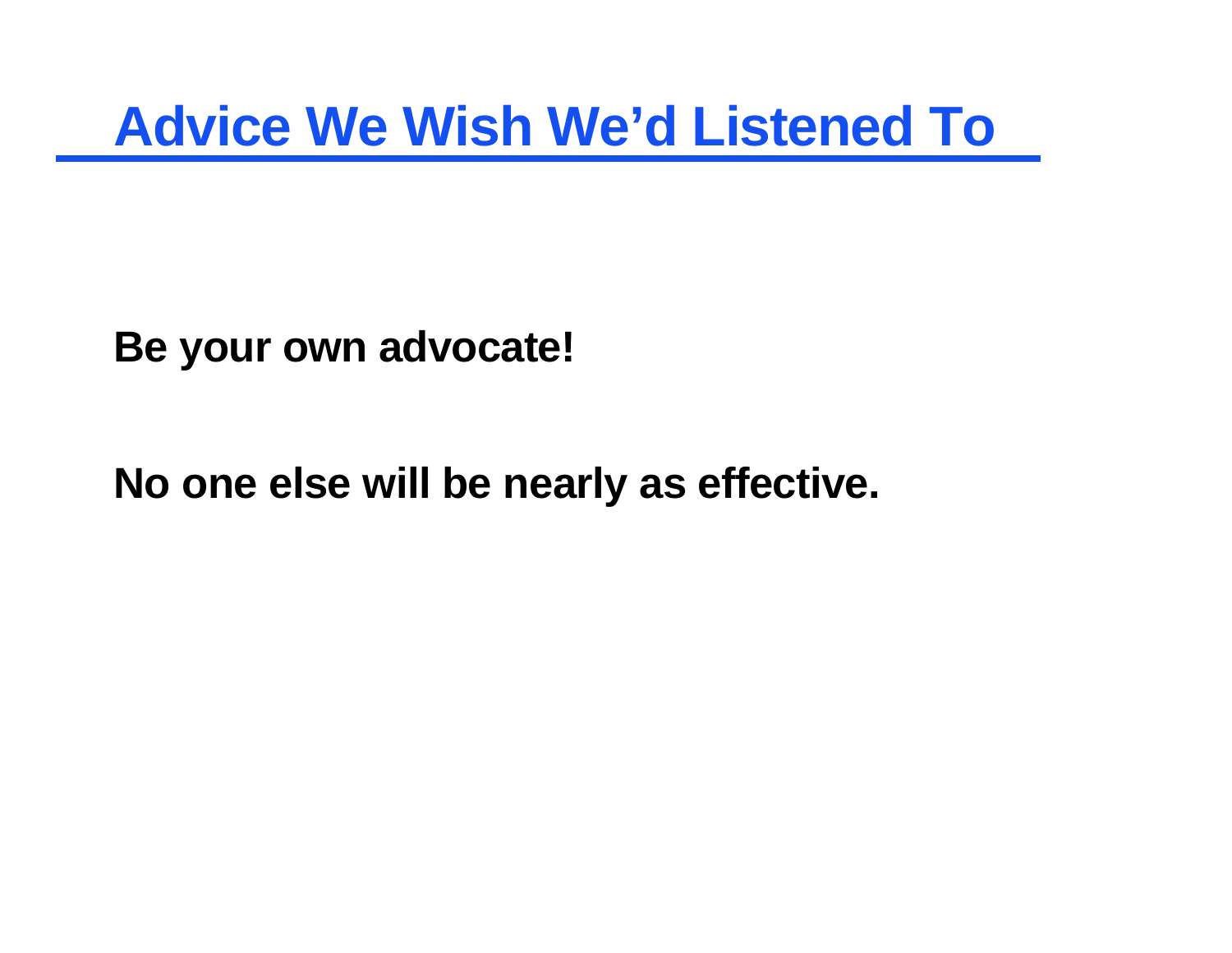# Advice We Wish We'd Listened To

**Be your own advocate!**

**No one else will be nearly as effective.**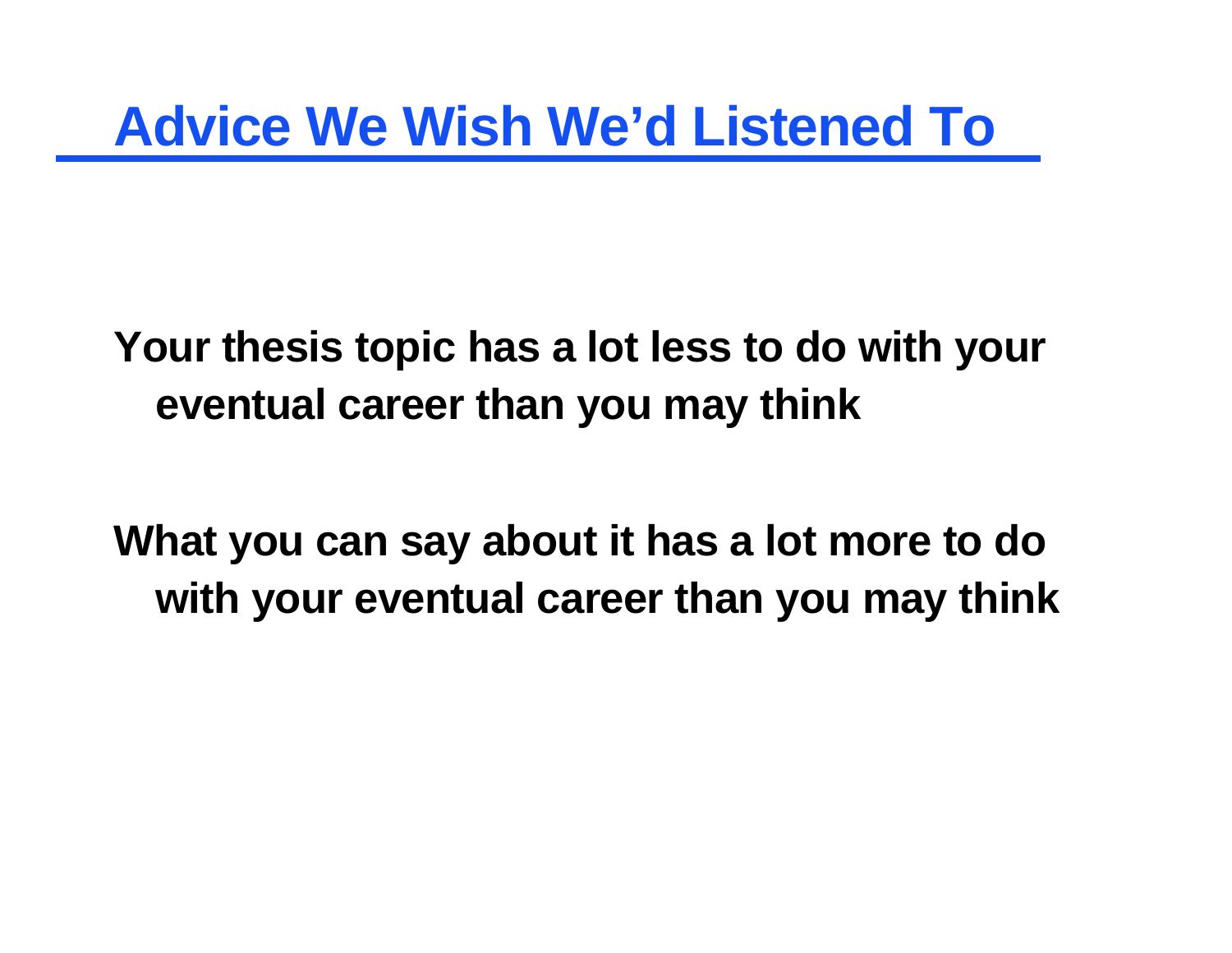# Advice We Wish We'd Listened To

**Your thesis topic has a lot less to do with your eventual career than you may think**

**What you can say about it has a lot more to do with your eventual career than you may think**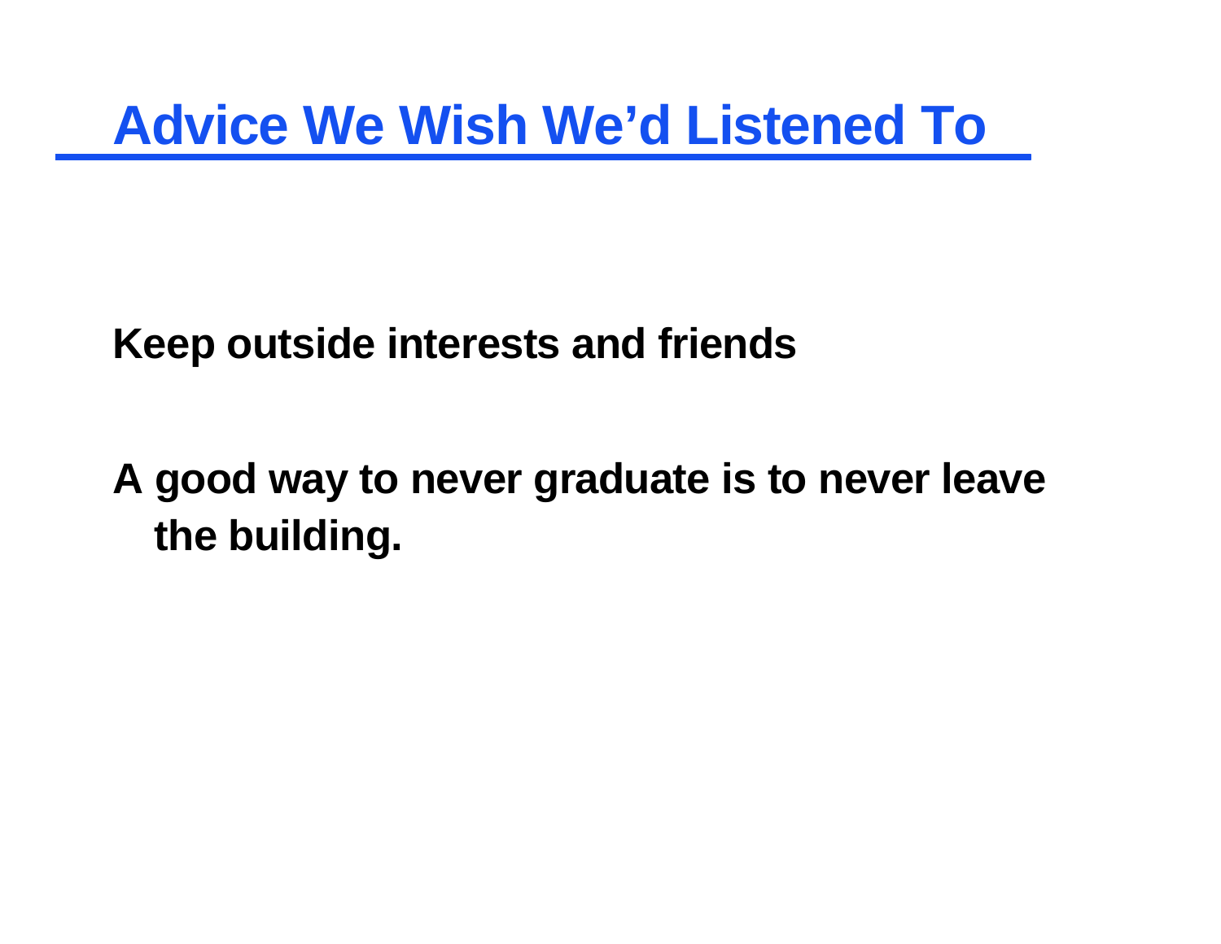# Advice We Wish We'd Listened To

**Keep outside interests and friends**

**A good way to never graduate is to never leave the building.**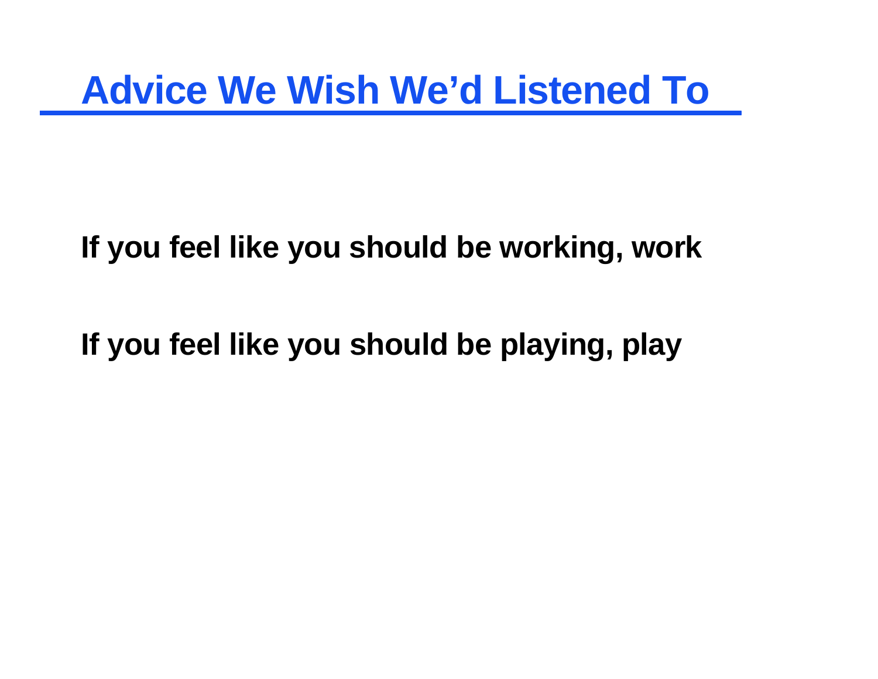# Advice We Wish We'd Listened To

**If you feel like you should be working, work**

**If you feel like you should be playing, play**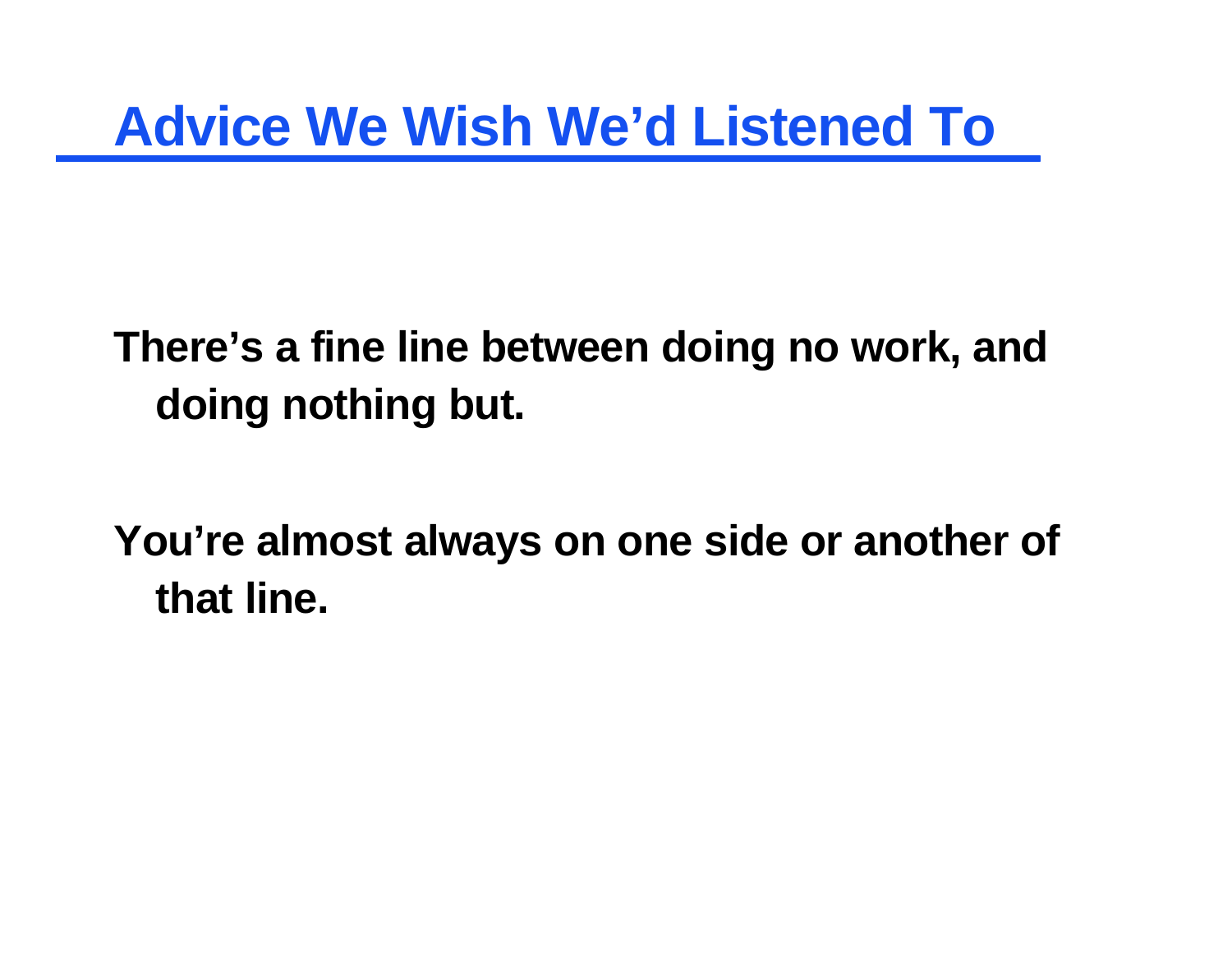# Advice We Wish We'd Listened To

**There's a fine line between doing no work, and doing nothing but.**

**You're almost always on one side or another of that line.**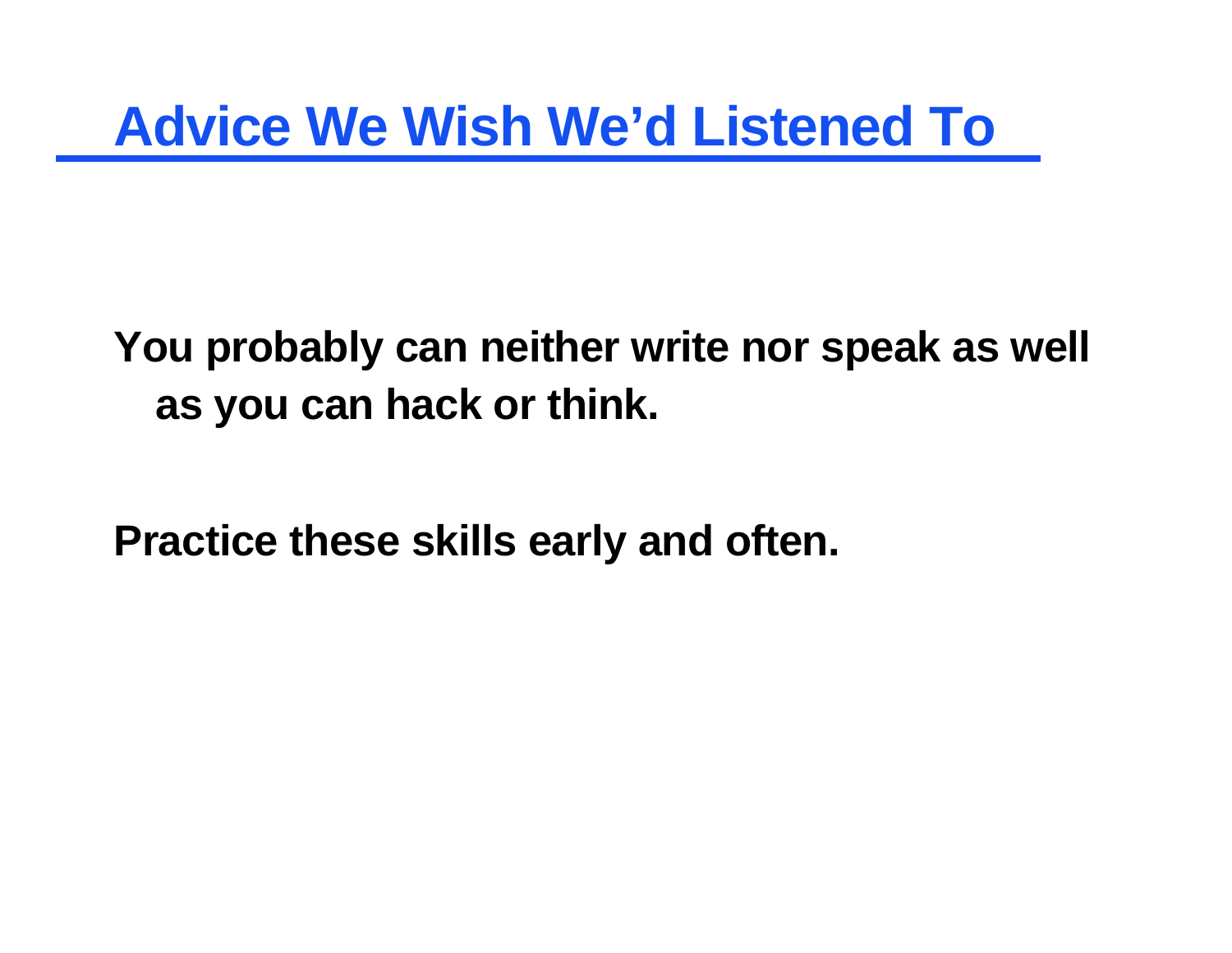# Advice We Wish We'd Listened To

**You probably can neither write nor speak as well as you can hack or think.**

**Practice these skills early and often.**